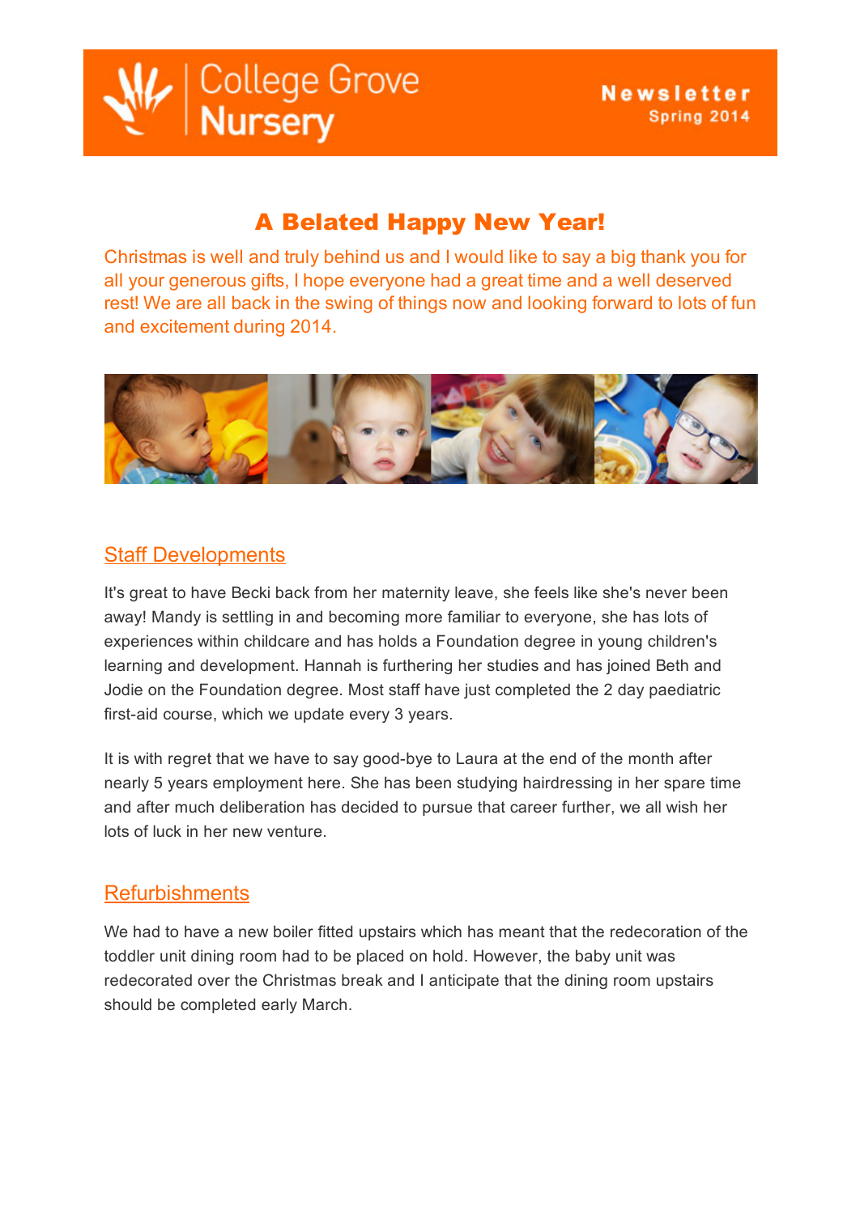# College Grove Nursery

**Newsletter**
**Spring 2014**

## A Belated Happy New Year!

Christmas is well and truly behind us and I would like to say a big thank you for all your generous gifts, I hope everyone had a great time and a well deserved rest! We are all back in the swing of things now and looking forward to lots of fun and excitement during 2014.

### Staff Developments

It's great to have Becki back from her maternity leave, she feels like she's never been away! Mandy is settling in and becoming more familiar to everyone, she has lots of experiences within childcare and has holds a Foundation degree in young children's learning and development. Hannah is furthering her studies and has joined Beth and Jodie on the Foundation degree. Most staff have just completed the 2 day paediatric first-aid course, which we update every 3 years.

It is with regret that we have to say good-bye to Laura at the end of the month after nearly 5 years employment here. She has been studying hairdressing in her spare time and after much deliberation has decided to pursue that career further, we all wish her lots of luck in her new venture.

### Refurbishments

We had to have a new boiler fitted upstairs which has meant that the redecoration of the toddler unit dining room had to be placed on hold. However, the baby unit was redecorated over the Christmas break and I anticipate that the dining room upstairs should be completed early March.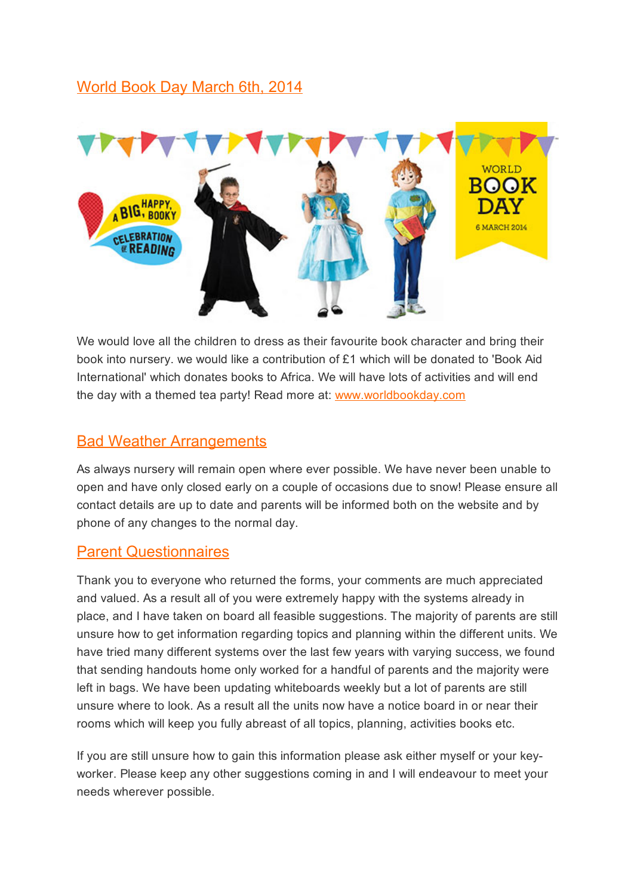## World Book Day March 6th, 2014

We would love all the children to dress as their favourite book character and bring their book into nursery. we would like a contribution of £1 which will be donated to 'Book Aid International' which donates books to Africa. We will have lots of activities and will end the day with a themed tea party! Read more at: www.worldbookday.com

## Bad Weather Arrangements

As always nursery will remain open where ever possible. We have never been unable to open and have only closed early on a couple of occasions due to snow! Please ensure all contact details are up to date and parents will be informed both on the website and by phone of any changes to the normal day.

## Parent Questionnaires

Thank you to everyone who returned the forms, your comments are much appreciated and valued. As a result all of you were extremely happy with the systems already in place, and I have taken on board all feasible suggestions. The majority of parents are still unsure how to get information regarding topics and planning within the different units. We have tried many different systems over the last few years with varying success, we found that sending handouts home only worked for a handful of parents and the majority were left in bags. We have been updating whiteboards weekly but a lot of parents are still unsure where to look. As a result all the units now have a notice board in or near their rooms which will keep you fully abreast of all topics, planning, activities books etc.

If you are still unsure how to gain this information please ask either myself or your key-worker. Please keep any other suggestions coming in and I will endeavour to meet your needs wherever possible.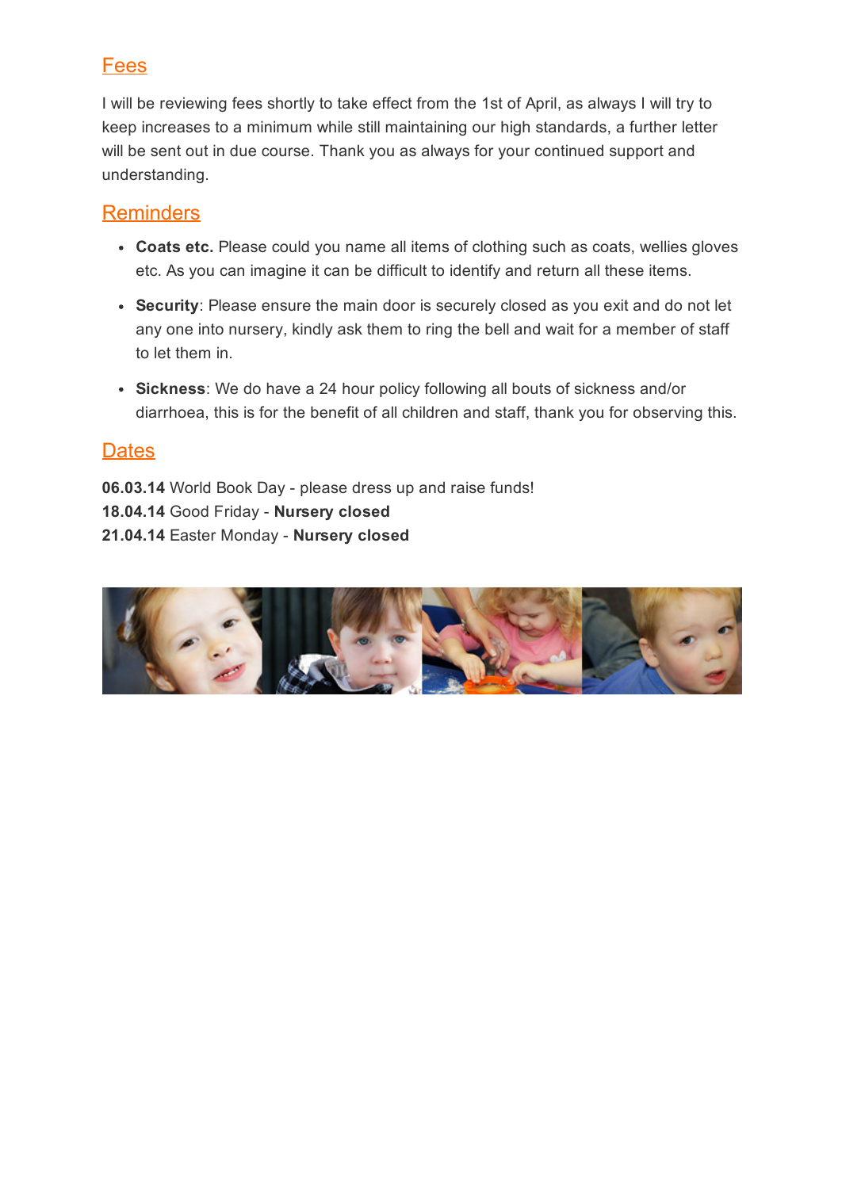## Fees

I will be reviewing fees shortly to take effect from the 1st of April, as always I will try to keep increases to a minimum while still maintaining our high standards, a further letter will be sent out in due course. Thank you as always for your continued support and understanding.

## Reminders

- **Coats etc.** Please could you name all items of clothing such as coats, wellies gloves etc. As you can imagine it can be difficult to identify and return all these items.
- **Security**: Please ensure the main door is securely closed as you exit and do not let any one into nursery, kindly ask them to ring the bell and wait for a member of staff to let them in.
- **Sickness**: We do have a 24 hour policy following all bouts of sickness and/or diarrhoea, this is for the benefit of all children and staff, thank you for observing this.

## Dates

**06.03.14** World Book Day - please dress up and raise funds!
**18.04.14** Good Friday - **Nursery closed**
**21.04.14** Easter Monday - **Nursery closed**